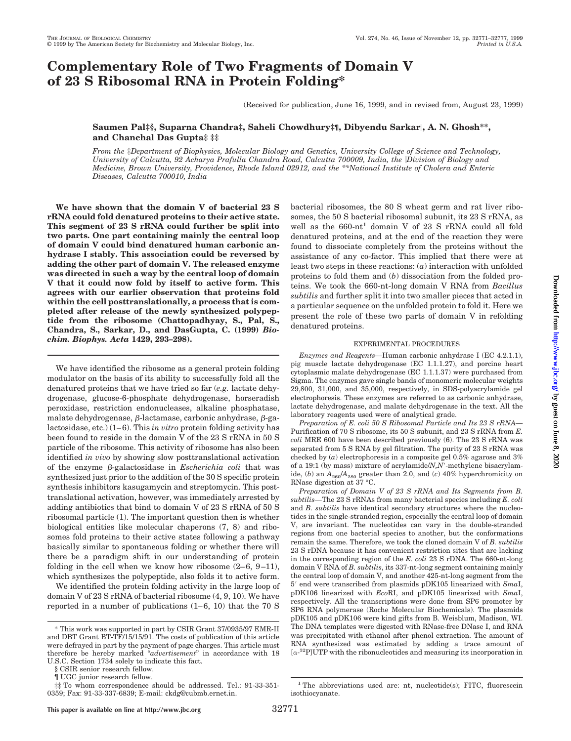# Complementary Role of Two Fragments of Domain V of 23 S Ribosomal RNA in Protein Folding*

(Received for publication, June 16, 1999, and in revised from, August 23, 1999)

**Saumen Pal‡§, Suparna Chandra‡, Saheli Chowdhury‡¶, Dibyendu Sarkar‖, A. N. Ghosh**, and Chanchal Das Gupta‡ ‡‡**

*From the ‡Department of Biophysics, Molecular Biology and Genetics, University College of Science and Technology, University of Calcutta, 92 Acharya Prafulla Chandra Road, Calcutta 700009, India, the ‖Division of Biology and Medicine, Brown University, Providence, Rhode Island 02912, and the **National Institute of Cholera and Enteric Diseases, Calcutta 700010, India*

**We have shown that the domain V of bacterial 23 S rRNA could fold denatured proteins to their active state. This segment of 23 S rRNA could further be split into two parts. One part containing mainly the central loop of domain V could bind denatured human carbonic anhydrase I stably. This association could be reversed by adding the other part of domain V. The released enzyme was directed in such a way by the central loop of domain V that it could now fold by itself to active form. This agrees with our earlier observation that proteins fold within the cell posttranslationally, a process that is completed after release of the newly synthesized polypeptide from the ribosome (Chattopadhyay, S., Pal, S., Chandra, S., Sarkar, D., and DasGupta, C. (1999) *Biochim. Biophys. Acta* 1429, 293–298).**

We have identified the ribosome as a general protein folding modulator on the basis of its ability to successfully fold all the denatured proteins that we have tried so far (*e.g.* lactate dehydrogenase, glucose-6-phosphate dehydrogenase, horseradish peroxidase, restriction endonucleases, alkaline phosphatase, malate dehydrogenase, β-lactamase, carbonic anhydrase, β-galactosidase, etc.) (1–6). This *in vitro* protein folding activity has been found to reside in the domain V of the 23 S rRNA in 50 S particle of the ribosome. This activity of ribosome has also been identified *in vivo* by showing slow posttranslational activation of the enzyme β-galactosidase in *Escherichia coli* that was synthesized just prior to the addition of the 30 S specific protein synthesis inhibitors kasugamycin and streptomycin. This posttranslational activation, however, was immediately arrested by adding antibiotics that bind to domain V of 23 S rRNA of 50 S ribosomal particle (1). The important question then is whether biological entities like molecular chaperons (7, 8) and ribosomes fold proteins to their active states following a pathway basically similar to spontaneous folding or whether there will there be a paradigm shift in our understanding of protein folding in the cell when we know how ribosome (2–6, 9–11), which synthesizes the polypeptide, also folds it to active form.

We identified the protein folding activity in the large loop of domain V of 23 S rRNA of bacterial ribosome (4, 9, 10). We have reported in a number of publications (1–6, 10) that the 70 S bacterial ribosomes, the 80 S wheat germ and rat liver ribosomes, the 50 S bacterial ribosomal subunit, its 23 S rRNA, as well as the 660-nt[1] domain V of 23 S rRNA could all fold denatured proteins, and at the end of the reaction they were found to dissociate completely from the proteins without the assistance of any co-factor. This implied that there were at least two steps in these reactions: (*a*) interaction with unfolded proteins to fold them and (*b*) dissociation from the folded proteins. We took the 660-nt-long domain V RNA from *Bacillus subtilis* and further split it into two smaller pieces that acted in a particular sequence on the unfolded protein to fold it. Here we present the role of these two parts of domain V in refolding denatured proteins.

## EXPERIMENTAL PROCEDURES

*Enzymes and Reagents*—Human carbonic anhydrase I (EC 4.2.1.1), pig muscle lactate dehydrogenase (EC 1.1.1.27), and porcine heart cytoplasmic malate dehydrogenase (EC 1.1.1.37) were purchased from Sigma. The enzymes gave single bands of monomeric molecular weights 29,800, 31,000, and 35,000, respectively, in SDS-polyacrylamide gel electrophoresis. These enzymes are referred to as carbonic anhydrase, lactate dehydrogenase, and malate dehydrogenase in the text. All the laboratory reagents used were of analytical grade.

*Preparation of E. coli 50 S Ribosomal Particle and Its 23 S rRNA*—Purification of 70 S ribosome, its 50 S subunit, and 23 S rRNA from *E. coli* MRE 600 have been described previously (6). The 23 S rRNA was separated from 5 S RNA by gel filtration. The purity of 23 S rRNA was checked by (*a*) electrophoresis in a composite gel 0.5% agarose and 3% of a 19:1 (by mass) mixture of acrylamide/*N*,*N*′-methylene bisacrylamide, (*b*) an $A_{260}/A_{280}$ greater than 2.0, and (*c*) 40% hyperchromicity on RNase digestion at 37 °C.

*Preparation of Domain V of 23 S rRNA and Its Segments from B. subtilis*—The 23 S rRNAs from many bacterial species including *E. coli* and *B. subtilis* have identical secondary structures where the nucleotides in the single-stranded region, especially the central loop of domain V, are invariant. The nucleotides can vary in the double-stranded regions from one bacterial species to another, but the conformations remain the same. Therefore, we took the cloned domain V of *B. subtilis* 23 S rDNA because it has convenient restriction sites that are lacking in the corresponding region of the *E. coli* 23 S rDNA. The 660-nt-long domain V RNA of *B. subtilis*, its 337-nt-long segment containing mainly the central loop of domain V, and another 425-nt-long segment from the 5′ end were transcribed from plasmids pDK105 linearized with *Sma*I, pDK106 linearized with *Eco*RI, and pDK105 linearized with *Sma*I, respectively. All the transcriptions were done from SP6 promoter by SP6 RNA polymerase (Roche Molecular Biochemicals). The plasmids pDK105 and pDK106 were kind gifts from B. Weisblum, Madison, WI. The DNA templates were digested with RNase-free DNase I, and RNA was precipitated with ethanol after phenol extraction. The amount of RNA synthesized was estimated by adding a trace amount of [α-$^{32}$P]UTP with the ribonucleotides and measuring its incorporation in

---

* This work was supported in part by CSIR Grant 37/0935/97 EMR-II and DBT Grant BT-TF/15/15/91. The costs of publication of this article were defrayed in part by the payment of page charges. This article must therefore be hereby marked "*advertisement*" in accordance with 18 U.S.C. Section 1734 solely to indicate this fact.

§ CSIR senior research fellow.

¶ UGC junior research fellow.

‡‡ To whom correspondence should be addressed. Tel.: 91-33-351-0359; Fax: 91-33-337-6839; E-mail: ckdg@cubmb.ernet.in.

[1] The abbreviations used are: nt, nucleotide(s); FITC, fluorescein isothiocyanate.

This paper is available on line at http://www.jbc.org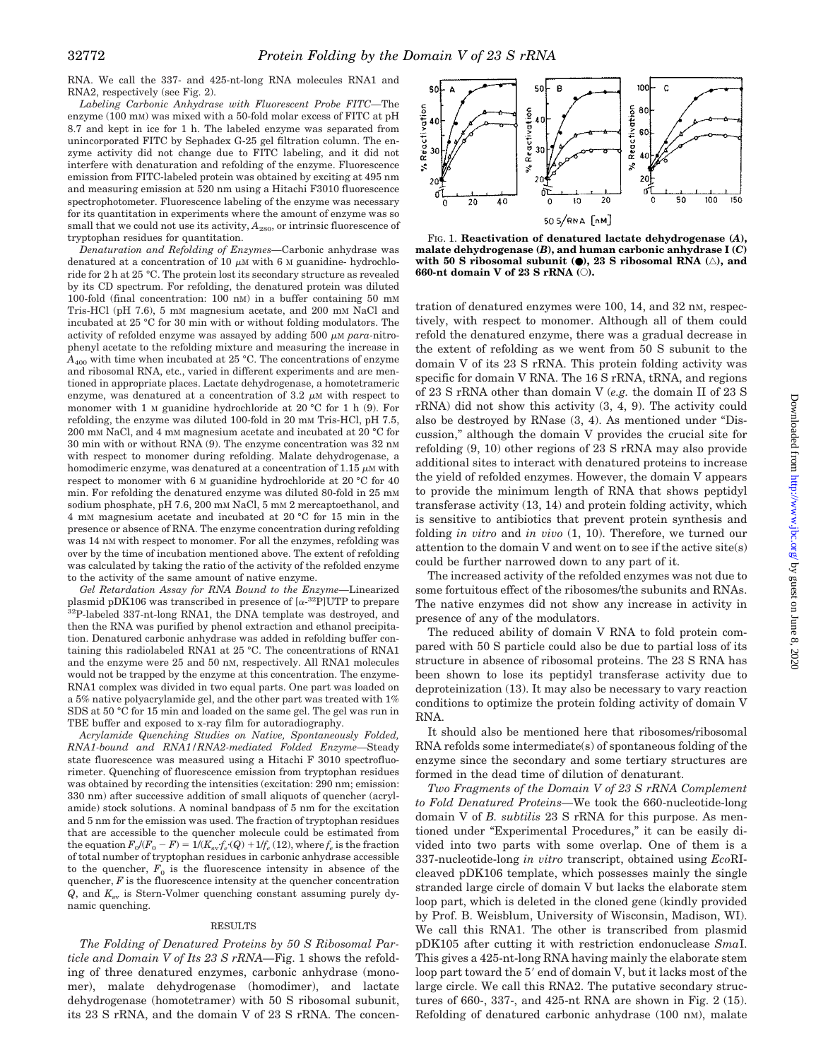RNA. We call the 337- and 425-nt-long RNA molecules RNA1 and RNA2, respectively (see Fig. 2).

*Labeling Carbonic Anhydrase with Fluorescent Probe FITC*—The enzyme (100 mM) was mixed with a 50-fold molar excess of FITC at pH 8.7 and kept in ice for 1 h. The labeled enzyme was separated from unincorporated FITC by Sephadex G-25 gel filtration column. The enzyme activity did not change due to FITC labeling, and it did not interfere with denaturation and refolding of the enzyme. Fluorescence emission from FITC-labeled protein was obtained by exciting at 495 nm and measuring emission at 520 nm using a Hitachi F3010 fluorescence spectrophotometer. Fluorescence labeling of the enzyme was necessary for its quantitation in experiments where the amount of enzyme was so small that we could not use its activity, $A_{280}$, or intrinsic fluorescence of tryptophan residues for quantitation.

*Denaturation and Refolding of Enzymes*—Carbonic anhydrase was denatured at a concentration of 10 μM with 6 M guanidine- hydrochloride for 2 h at 25 °C. The protein lost its secondary structure as revealed by its CD spectrum. For refolding, the denatured protein was diluted 100-fold (final concentration: 100 nM) in a buffer containing 50 mM Tris-HCl (pH 7.6), 5 mM magnesium acetate, and 200 mM NaCl and incubated at 25 °C for 30 min with or without folding modulators. The activity of refolded enzyme was assayed by adding 500 μM *para*-nitrophenyl acetate to the refolding mixture and measuring the increase in $A_{400}$ with time when incubated at 25 °C. The concentrations of enzyme and ribosomal RNA, etc., varied in different experiments and are mentioned in appropriate places. Lactate dehydrogenase, a homotetrameric enzyme, was denatured at a concentration of 3.2 μM with respect to monomer with 1 M guanidine hydrochloride at 20 °C for 1 h (9). For refolding, the enzyme was diluted 100-fold in 20 mM Tris-HCl, pH 7.5, 200 mM NaCl, and 4 mM magnesium acetate and incubated at 20 °C for 30 min with or without RNA (9). The enzyme concentration was 32 nM with respect to monomer during refolding. Malate dehydrogenase, a homodimeric enzyme, was denatured at a concentration of 1.15 μM with respect to monomer with 6 M guanidine hydrochloride at 20 °C for 40 min. For refolding the denatured enzyme was diluted 80-fold in 25 mM sodium phosphate, pH 7.6, 200 mM NaCl, 5 mM 2 mercaptoethanol, and 4 mM magnesium acetate and incubated at 20 °C for 15 min in the presence or absence of RNA. The enzyme concentration during refolding was 14 nM with respect to monomer. For all the enzymes, refolding was over by the time of incubation mentioned above. The extent of refolding was calculated by taking the ratio of the activity of the refolded enzyme to the activity of the same amount of native enzyme.

*Gel Retardation Assay for RNA Bound to the Enzyme*—Linearized plasmid pDK106 was transcribed in presence of [$\alpha$-$^{32}$P]UTP to prepare $^{32}$P-labeled 337-nt-long RNA1, the DNA template was destroyed, and then the RNA was purified by phenol extraction and ethanol precipitation. Denatured carbonic anhydrase was added in refolding buffer containing this radiolabeled RNA1 at 25 °C. The concentrations of RNA1 and the enzyme were 25 and 50 nM, respectively. All RNA1 molecules would not be trapped by the enzyme at this concentration. The enzyme-RNA1 complex was divided in two equal parts. One part was loaded on a 5% native polyacrylamide gel, and the other part was treated with 1% SDS at 50 °C for 15 min and loaded on the same gel. The gel was run in TBE buffer and exposed to x-ray film for autoradiography.

*Acrylamide Quenching Studies on Native, Spontaneously Folded, RNA1-bound and RNA1/RNA2-mediated Folded Enzyme*—Steady state fluorescence was measured using a Hitachi F 3010 spectrofluorimeter. Quenching of fluorescence emission from tryptophan residues was obtained by recording the intensities (excitation: 290 nm; emission: 330 nm) after successive addition of small aliquots of quencher (acrylamide) stock solutions. A nominal bandpass of 5 nm for the excitation and 5 nm for the emission was used. The fraction of tryptophan residues that are accessible to the quencher molecule could be estimated from the equation $F_0/(F_0 - F) = 1/(K_{sv} \cdot f_e \cdot (Q) + 1/f_e$ (12), where $f_e$ is the fraction of total number of tryptophan residues in carbonic anhydrase accessible to the quencher, $F_0$ is the fluorescence intensity in absence of the quencher, $F$ is the fluorescence intensity at the quencher concentration $Q$, and $K_{sv}$ is Stern-Volmer quenching constant assuming purely dynamic quenching.

## RESULTS

*The Folding of Denatured Proteins by 50 S Ribosomal Particle and Domain V of Its 23 S rRNA*—Fig. 1 shows the refolding of three denatured enzymes, carbonic anhydrase (monomer), malate dehydrogenase (homodimer), and lactate dehydrogenase (homotetramer) with 50 S ribosomal subunit, its 23 S rRNA, and the domain V of 23 S rRNA. The concentration of denatured enzymes were 100, 14, and 32 nM, respectively, with respect to monomer. Although all of them could refold the denatured enzyme, there was a gradual decrease in the extent of refolding as we went from 50 S subunit to the domain V of its 23 S rRNA. This protein folding activity was specific for domain V RNA. The 16 S rRNA, tRNA, and regions of 23 S rRNA other than domain V (*e.g.* the domain II of 23 S rRNA) did not show this activity (3, 4, 9). The activity could also be destroyed by RNase (3, 4). As mentioned under "Discussion," although the domain V provides the crucial site for refolding (9, 10) other regions of 23 S rRNA may also provide additional sites to interact with denatured proteins to increase the yield of refolded enzymes. However, the domain V appears to provide the minimum length of RNA that shows peptidyl transferase activity (13, 14) and protein folding activity, which is sensitive to antibiotics that prevent protein synthesis and folding *in vitro* and *in vivo* (1, 10). Therefore, we turned our attention to the domain V and went on to see if the active site(s) could be further narrowed down to any part of it.

FIG. 1. **Reactivation of denatured lactate dehydrogenase (*A*), malate dehydrogenase (*B*), and human carbonic anhydrase I (*C*) with 50 S ribosomal subunit (●), 23 S ribosomal RNA (△), and 660-nt domain V of 23 S rRNA (○).**

The increased activity of the refolded enzymes was not due to some fortuitous effect of the ribosomes/the subunits and RNAs. The native enzymes did not show any increase in activity in presence of any of the modulators.

The reduced ability of domain V RNA to fold protein compared with 50 S particle could also be due to partial loss of its structure in absence of ribosomal proteins. The 23 S RNA has been shown to lose its peptidyl transferase activity due to deproteinization (13). It may also be necessary to vary reaction conditions to optimize the protein folding activity of domain V RNA.

It should also be mentioned here that ribosomes/ribosomal RNA refolds some intermediate(s) of spontaneous folding of the enzyme since the secondary and some tertiary structures are formed in the dead time of dilution of denaturant.

*Two Fragments of the Domain V of 23 S rRNA Complement to Fold Denatured Proteins*—We took the 660-nucleotide-long domain V of *B. subtilis* 23 S rRNA for this purpose. As mentioned under "Experimental Procedures," it can be easily divided into two parts with some overlap. One of them is a 337-nucleotide-long *in vitro* transcript, obtained using *Eco*RI-cleaved pDK106 template, which possesses mainly the single stranded large circle of domain V but lacks the elaborate stem loop part, which is deleted in the cloned gene (kindly provided by Prof. B. Weisblum, University of Wisconsin, Madison, WI). We call this RNA1. The other is transcribed from plasmid pDK105 after cutting it with restriction endonuclease *Sma*I. This gives a 425-nt-long RNA having mainly the elaborate stem loop part toward the 5′ end of domain V, but it lacks most of the large circle. We call this RNA2. The putative secondary structures of 660-, 337-, and 425-nt RNA are shown in Fig. 2 (15). Refolding of denatured carbonic anhydrase (100 nM), malate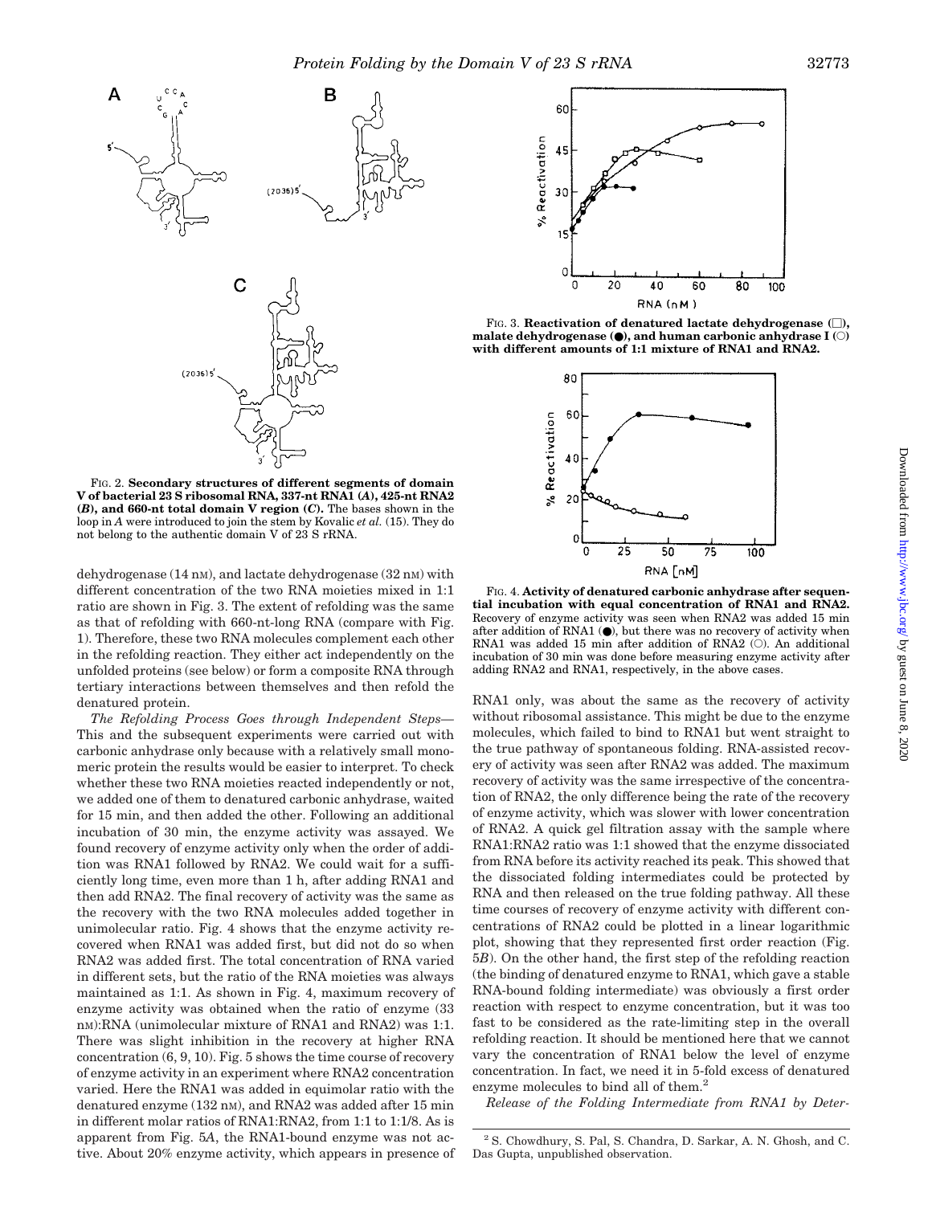FIG. 2. **Secondary structures of different segments of domain V of bacterial 23 S ribosomal RNA, 337-nt RNA1 (*A*), 425-nt RNA2 (*B*), and 660-nt total domain V region (*C*).** The bases shown in the loop in *A* were introduced to join the stem by Kovalic *et al.* (15). They do not belong to the authentic domain V of 23 S rRNA.

FIG. 3. **Reactivation of denatured lactate dehydrogenase (□), malate dehydrogenase (●), and human carbonic anhydrase I (○) with different amounts of 1:1 mixture of RNA1 and RNA2.**

FIG. 4. **Activity of denatured carbonic anhydrase after sequential incubation with equal concentration of RNA1 and RNA2.** Recovery of enzyme activity was seen when RNA2 was added 15 min after addition of RNA1 (●), but there was no recovery of activity when RNA1 was added 15 min after addition of RNA2 (○). An additional incubation of 30 min was done before measuring enzyme activity after adding RNA2 and RNA1, respectively, in the above cases.

dehydrogenase (14 nM), and lactate dehydrogenase (32 nM) with different concentration of the two RNA moieties mixed in 1:1 ratio are shown in Fig. 3. The extent of refolding was the same as that of refolding with 660-nt-long RNA (compare with Fig. 1). Therefore, these two RNA molecules complement each other in the refolding reaction. They either act independently on the unfolded proteins (see below) or form a composite RNA through tertiary interactions between themselves and then refold the denatured protein.

*The Refolding Process Goes through Independent Steps*— This and the subsequent experiments were carried out with carbonic anhydrase only because with a relatively small monomeric protein the results would be easier to interpret. To check whether these two RNA moieties reacted independently or not, we added one of them to denatured carbonic anhydrase, waited for 15 min, and then added the other. Following an additional incubation of 30 min, the enzyme activity was assayed. We found recovery of enzyme activity only when the order of addition was RNA1 followed by RNA2. We could wait for a sufficiently long time, even more than 1 h, after adding RNA1 and then add RNA2. The final recovery of activity was the same as the recovery with the two RNA molecules added together in unimolecular ratio. Fig. 4 shows that the enzyme activity recovered when RNA1 was added first, but did not do so when RNA2 was added first. The total concentration of RNA varied in different sets, but the ratio of the RNA moieties was always maintained as 1:1. As shown in Fig. 4, maximum recovery of enzyme activity was obtained when the ratio of enzyme (33 nM):RNA (unimolecular mixture of RNA1 and RNA2) was 1:1. There was slight inhibition in the recovery at higher RNA concentration (6, 9, 10). Fig. 5 shows the time course of recovery of enzyme activity in an experiment where RNA2 concentration varied. Here the RNA1 was added in equimolar ratio with the denatured enzyme (132 nM), and RNA2 was added after 15 min in different molar ratios of RNA1:RNA2, from 1:1 to 1:1/8. As is apparent from Fig. 5*A*, the RNA1-bound enzyme was not active. About 20% enzyme activity, which appears in presence of RNA1 only, was about the same as the recovery of activity without ribosomal assistance. This might be due to the enzyme molecules, which failed to bind to RNA1 but went straight to the true pathway of spontaneous folding. RNA-assisted recovery of activity was seen after RNA2 was added. The maximum recovery of activity was the same irrespective of the concentration of RNA2, the only difference being the rate of the recovery of enzyme activity, which was slower with lower concentration of RNA2. A quick gel filtration assay with the sample where RNA1:RNA2 ratio was 1:1 showed that the enzyme dissociated from RNA before its activity reached its peak. This showed that the dissociated folding intermediates could be protected by RNA and then released on the true folding pathway. All these time courses of recovery of enzyme activity with different concentrations of RNA2 could be plotted in a linear logarithmic plot, showing that they represented first order reaction (Fig. 5*B*). On the other hand, the first step of the refolding reaction (the binding of denatured enzyme to RNA1, which gave a stable RNA-bound folding intermediate) was obviously a first order reaction with respect to enzyme concentration, but it was too fast to be considered as the rate-limiting step in the overall refolding reaction. It should be mentioned here that we cannot vary the concentration of RNA1 below the level of enzyme concentration. In fact, we need it in 5-fold excess of denatured enzyme molecules to bind all of them.[2]

*Release of the Folding Intermediate from RNA1 by Deter-*

[2] S. Chowdhury, S. Pal, S. Chandra, D. Sarkar, A. N. Ghosh, and C. Das Gupta, unpublished observation.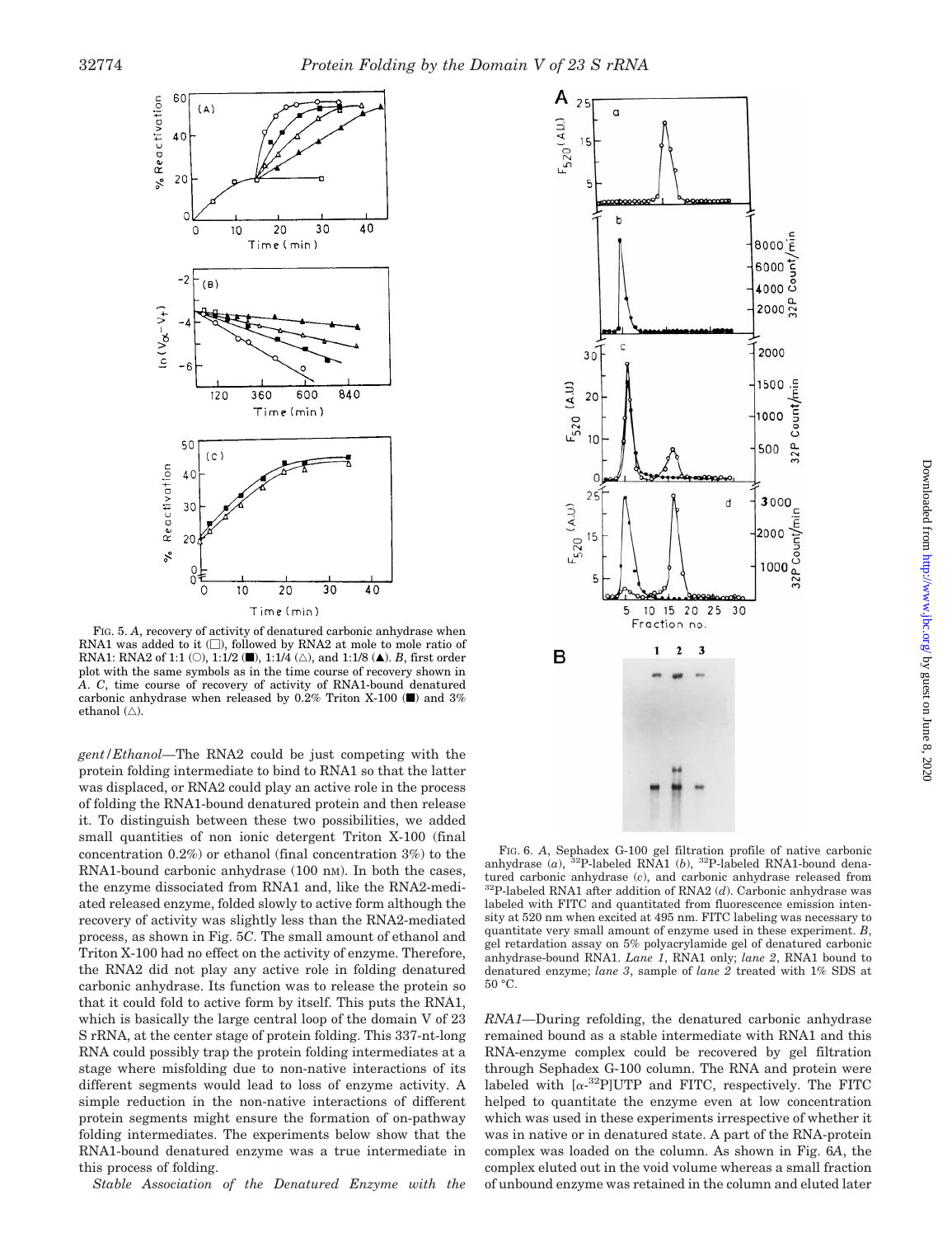FIG. 5. *A*, recovery of activity of denatured carbonic anhydrase when RNA1 was added to it (□), followed by RNA2 at mole to mole ratio of RNA1: RNA2 of 1:1 (○), 1:1/2 (■), 1:1/4 (△), and 1:1/8 (▲). *B*, first order plot with the same symbols as in the time course of recovery shown in *A*. *C*, time course of recovery of activity of RNA1-bound denatured carbonic anhydrase when released by 0.2% Triton X-100 (■) and 3% ethanol (△).

*gent/Ethanol*—The RNA2 could be just competing with the protein folding intermediate to bind to RNA1 so that the latter was displaced, or RNA2 could play an active role in the process of folding the RNA1-bound denatured protein and then release it. To distinguish between these two possibilities, we added small quantities of non ionic detergent Triton X-100 (final concentration 0.2%) or ethanol (final concentration 3%) to the RNA1-bound carbonic anhydrase (100 nM). In both the cases, the enzyme dissociated from RNA1 and, like the RNA2-mediated released enzyme, folded slowly to active form although the recovery of activity was slightly less than the RNA2-mediated process, as shown in Fig. 5*C*. The small amount of ethanol and Triton X-100 had no effect on the activity of enzyme. Therefore, the RNA2 did not play any active role in folding denatured carbonic anhydrase. Its function was to release the protein so that it could fold to active form by itself. This puts the RNA1, which is basically the large central loop of the domain V of 23 S rRNA, at the center stage of protein folding. This 337-nt-long RNA could possibly trap the protein folding intermediates at a stage where misfolding due to non-native interactions of its different segments would lead to loss of enzyme activity. A simple reduction in the non-native interactions of different protein segments might ensure the formation of on-pathway folding intermediates. The experiments below show that the RNA1-bound denatured enzyme was a true intermediate in this process of folding.

*Stable Association of the Denatured Enzyme with the RNA1*—During refolding, the denatured carbonic anhydrase remained bound as a stable intermediate with RNA1 and this RNA-enzyme complex could be recovered by gel filtration through Sephadex G-100 column. The RNA and protein were labeled with [α-$^{32}$P]UTP and FITC, respectively. The FITC helped to quantitate the enzyme even at low concentration which was used in these experiments irrespective of whether it was in native or in denatured state. A part of the RNA-protein complex was loaded on the column. As shown in Fig. 6*A*, the complex eluted out in the void volume whereas a small fraction of unbound enzyme was retained in the column and eluted later

FIG. 6. *A*, Sephadex G-100 gel filtration profile of native carbonic anhydrase (*a*), $^{32}$P-labeled RNA1 (*b*), $^{32}$P-labeled RNA1-bound denatured carbonic anhydrase (*c*), and carbonic anhydrase released from $^{32}$P-labeled RNA1 after addition of RNA2 (*d*). Carbonic anhydrase was labeled with FITC and quantitated from fluorescence emission intensity at 520 nm when excited at 495 nm. FITC labeling was necessary to quantitate very small amount of enzyme used in these experiment. *B*, gel retardation assay on 5% polyacrylamide gel of denatured carbonic anhydrase-bound RNA1. *Lane 1*, RNA1 only; *lane 2*, RNA1 bound to denatured enzyme; *lane 3*, sample of *lane 2* treated with 1% SDS at 50 °C.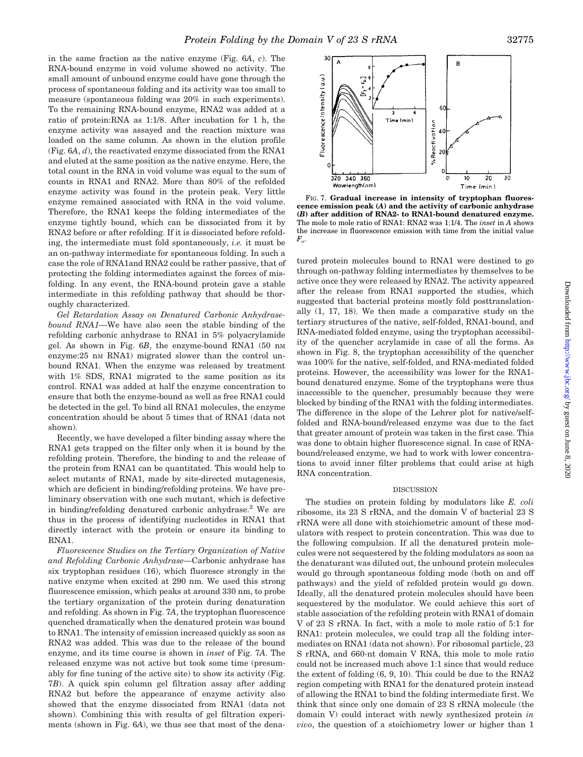in the same fraction as the native enzyme (Fig. 6*A*, *c*). The RNA-bound enzyme in void volume showed no activity. The small amount of unbound enzyme could have gone through the process of spontaneous folding and its activity was too small to measure (spontaneous folding was 20% in such experiments). To the remaining RNA-bound enzyme, RNA2 was added at a ratio of protein:RNA as 1:1/8. After incubation for 1 h, the enzyme activity was assayed and the reaction mixture was loaded on the same column. As shown in the elution profile (Fig. 6*A*, *d*), the reactivated enzyme dissociated from the RNA1 and eluted at the same position as the native enzyme. Here, the total count in the RNA in void volume was equal to the sum of counts in RNA1 and RNA2. More than 80% of the refolded enzyme activity was found in the protein peak. Very little enzyme remained associated with RNA in the void volume. Therefore, the RNA1 keeps the folding intermediates of the enzyme tightly bound, which can be dissociated from it by RNA2 before or after refolding. If it is dissociated before refolding, the intermediate must fold spontaneously, *i.e.* it must be an on-pathway intermediate for spontaneous folding. In such a case the role of RNA1and RNA2 could be rather passive, that of protecting the folding intermediates against the forces of misfolding. In any event, the RNA-bound protein gave a stable intermediate in this refolding pathway that should be thoroughly characterized.

*Gel Retardation Assay on Denatured Carbonic Anhydrase-bound RNA1*—We have also seen the stable binding of the refolding carbonic anhydrase to RNA1 in 5% polyacrylamide gel. As shown in Fig. 6*B*, the enzyme-bound RNA1 (50 nM enzyme:25 nM RNA1) migrated slower than the control unbound RNA1. When the enzyme was released by treatment with 1% SDS, RNA1 migrated to the same position as its control. RNA1 was added at half the enzyme concentration to ensure that both the enzyme-bound as well as free RNA1 could be detected in the gel. To bind all RNA1 molecules, the enzyme concentration should be about 5 times that of RNA1 (data not shown).

Recently, we have developed a filter binding assay where the RNA1 gets trapped on the filter only when it is bound by the refolding protein. Therefore, the binding to and the release of the protein from RNA1 can be quantitated. This would help to select mutants of RNA1, made by site-directed mutagenesis, which are deficient in binding/refolding proteins. We have preliminary observation with one such mutant, which is defective in binding/refolding denatured carbonic anhydrase.[2] We are thus in the process of identifying nucleotides in RNA1 that directly interact with the protein or ensure its binding to RNA1.

*Fluorescence Studies on the Tertiary Organization of Native and Refolding Carbonic Anhydrase*—Carbonic anhydrase has six tryptophan residues (16), which fluoresce strongly in the native enzyme when excited at 290 nm. We used this strong fluorescence emission, which peaks at around 330 nm, to probe the tertiary organization of the protein during denaturation and refolding. As shown in Fig. 7*A*, the tryptophan fluorescence quenched dramatically when the denatured protein was bound to RNA1. The intensity of emission increased quickly as soon as RNA2 was added. This was due to the release of the bound enzyme, and its time course is shown in *inset* of Fig. 7*A*. The released enzyme was not active but took some time (presumably for fine tuning of the active site) to show its activity (Fig. 7*B*). A quick spin column gel filtration assay after adding RNA2 but before the appearance of enzyme activity also showed that the enzyme dissociated from RNA1 (data not shown). Combining this with results of gel filtration experiments (shown in Fig. 6*A*), we thus see that most of the denatured protein molecules bound to RNA1 were destined to go through on-pathway folding intermediates by themselves to be active once they were released by RNA2. The activity appeared after the release from RNA1 supported the studies, which suggested that bacterial proteins mostly fold posttranslationally (1, 17, 18). We then made a comparative study on the tertiary structures of the native, self-folded, RNA1-bound, and RNA-mediated folded enzyme, using the tryptophan accessibility of the quencher acrylamide in case of all the forms. As shown in Fig. 8, the tryptophan accessibility of the quencher was 100% for the native, self-folded, and RNA-mediated folded proteins. However, the accessibility was lower for the RNA1-bound denatured enzyme. Some of the tryptophans were thus inaccessible to the quencher, presumably because they were blocked by binding of the RNA1 with the folding intermediates. The difference in the slope of the Lehrer plot for native/self-folded and RNA-bound/released enzyme was due to the fact that greater amount of protein was taken in the first case. This was done to obtain higher fluorescence signal. In case of RNA-bound/released enzyme, we had to work with lower concentrations to avoid inner filter problems that could arise at high RNA concentration.

**FIG. 7. Gradual increase in intensity of tryptophan fluorescence emission peak (*A*) and the activity of carbonic anhydrase (*B*) after addition of RNA2- to RNA1-bound denatured enzyme.** The mole to mole ratio of RNA1: RNA2 was 1:1/4. The *inset* in *A* shows the increase in fluorescence emission with time from the initial value $F_o$.

## DISCUSSION

The studies on protein folding by modulators like *E. coli* ribosome, its 23 S rRNA, and the domain V of bacterial 23 S rRNA were all done with stoichiometric amount of these modulators with respect to protein concentration. This was due to the following compulsion. If all the denatured protein molecules were not sequestered by the folding modulators as soon as the denaturant was diluted out, the unbound protein molecules would go through spontaneous folding mode (both on and off pathways) and the yield of refolded protein would go down. Ideally, all the denatured protein molecules should have been sequestered by the modulator. We could achieve this sort of stable association of the refolding protein with RNA1 of domain V of 23 S rRNA. In fact, with a mole to mole ratio of 5:1 for RNA1: protein molecules, we could trap all the folding intermediates on RNA1 (data not shown). For ribosomal particle, 23 S rRNA, and 660-nt domain V RNA, this mole to mole ratio could not be increased much above 1:1 since that would reduce the extent of folding (6, 9, 10). This could be due to the RNA2 region competing with RNA1 for the denatured protein instead of allowing the RNA1 to bind the folding intermediate first. We think that since only one domain of 23 S rRNA molecule (the domain V) could interact with newly synthesized protein *in vivo*, the question of a stoichiometry lower or higher than 1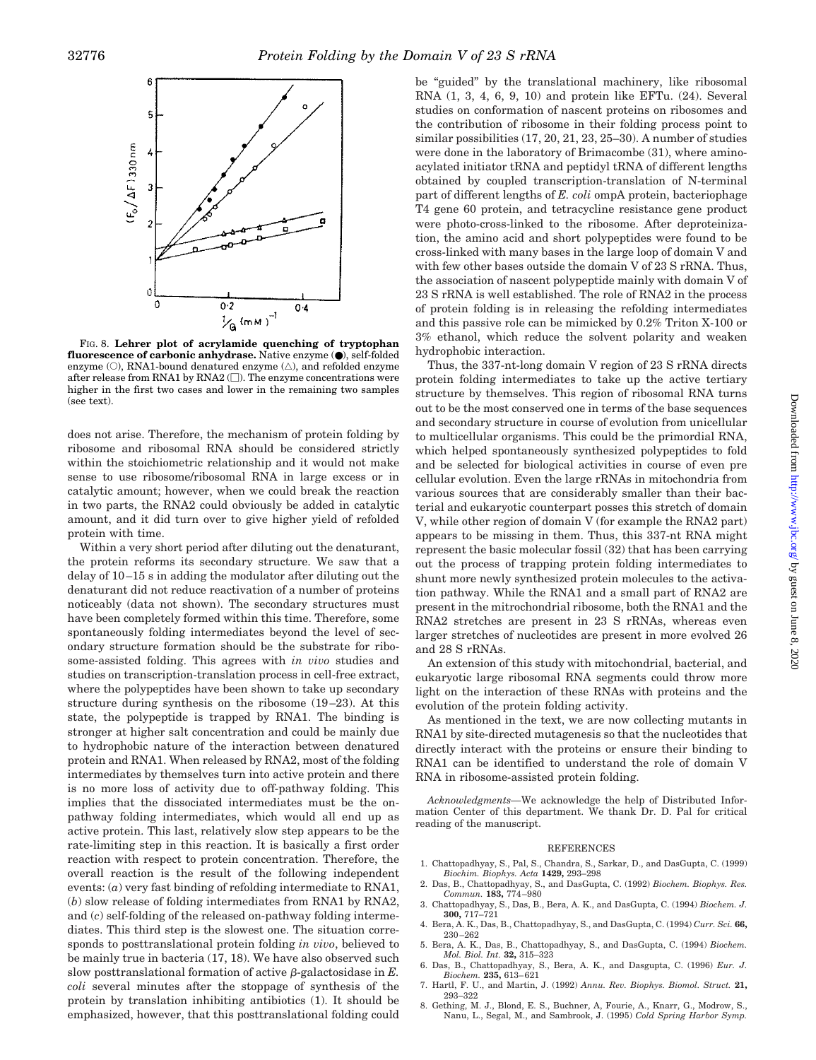FIG. 8. **Lehrer plot of acrylamide quenching of tryptophan fluorescence of carbonic anhydrase.** Native enzyme (●), self-folded enzyme (○), RNA1-bound denatured enzyme (△), and refolded enzyme after release from RNA1 by RNA2 (□). The enzyme concentrations were higher in the first two cases and lower in the remaining two samples (see text).

does not arise. Therefore, the mechanism of protein folding by ribosome and ribosomal RNA should be considered strictly within the stoichiometric relationship and it would not make sense to use ribosome/ribosomal RNA in large excess or in catalytic amount; however, when we could break the reaction in two parts, the RNA2 could obviously be added in catalytic amount, and it did turn over to give higher yield of refolded protein with time.

Within a very short period after diluting out the denaturant, the protein reforms its secondary structure. We saw that a delay of 10–15 s in adding the modulator after diluting out the denaturant did not reduce reactivation of a number of proteins noticeably (data not shown). The secondary structures must have been completely formed within this time. Therefore, some spontaneously folding intermediates beyond the level of secondary structure formation should be the substrate for ribosome-assisted folding. This agrees with *in vivo* studies and studies on transcription-translation process in cell-free extract, where the polypeptides have been shown to take up secondary structure during synthesis on the ribosome (19–23). At this state, the polypeptide is trapped by RNA1. The binding is stronger at higher salt concentration and could be mainly due to hydrophobic nature of the interaction between denatured protein and RNA1. When released by RNA2, most of the folding intermediates by themselves turn into active protein and there is no more loss of activity due to off-pathway folding. This implies that the dissociated intermediates must be the on-pathway folding intermediates, which would all end up as active protein. This last, relatively slow step appears to be the rate-limiting step in this reaction. It is basically a first order reaction with respect to protein concentration. Therefore, the overall reaction is the result of the following independent events: (*a*) very fast binding of refolding intermediate to RNA1, (*b*) slow release of folding intermediates from RNA1 by RNA2, and (*c*) self-folding of the released on-pathway folding intermediates. This third step is the slowest one. The situation corresponds to posttranslational protein folding *in vivo*, believed to be mainly true in bacteria (17, 18). We have also observed such slow posttranslational formation of active β-galactosidase in *E. coli* several minutes after the stoppage of synthesis of the protein by translation inhibiting antibiotics (1). It should be emphasized, however, that this posttranslational folding could be "guided" by the translational machinery, like ribosomal RNA (1, 3, 4, 6, 9, 10) and protein like EFTu. (24). Several studies on conformation of nascent proteins on ribosomes and the contribution of ribosome in their folding process point to similar possibilities (17, 20, 21, 23, 25–30). A number of studies were done in the laboratory of Brimacombe (31), where aminoacylated initiator tRNA and peptidyl tRNA of different lengths obtained by coupled transcription-translation of N-terminal part of different lengths of *E. coli* ompA protein, bacteriophage T4 gene 60 protein, and tetracycline resistance gene product were photo-cross-linked to the ribosome. After deproteinization, the amino acid and short polypeptides were found to be cross-linked with many bases in the large loop of domain V and with few other bases outside the domain V of 23 S rRNA. Thus, the association of nascent polypeptide mainly with domain V of 23 S rRNA is well established. The role of RNA2 in the process of protein folding is in releasing the refolding intermediates and this passive role can be mimicked by 0.2% Triton X-100 or 3% ethanol, which reduce the solvent polarity and weaken hydrophobic interaction.

Thus, the 337-nt-long domain V region of 23 S rRNA directs protein folding intermediates to take up the active tertiary structure by themselves. This region of ribosomal RNA turns out to be the most conserved one in terms of the base sequences and secondary structure in course of evolution from unicellular to multicellular organisms. This could be the primordial RNA, which helped spontaneously synthesized polypeptides to fold and be selected for biological activities in course of even pre cellular evolution. Even the large rRNAs in mitochondria from various sources that are considerably smaller than their bacterial and eukaryotic counterpart posses this stretch of domain V, while other region of domain V (for example the RNA2 part) appears to be missing in them. Thus, this 337-nt RNA might represent the basic molecular fossil (32) that has been carrying out the process of trapping protein folding intermediates to shunt more newly synthesized protein molecules to the activation pathway. While the RNA1 and a small part of RNA2 are present in the mitochondrial ribosome, both the RNA1 and the RNA2 stretches are present in 23 S rRNAs, whereas even larger stretches of nucleotides are present in more evolved 26 and 28 S rRNAs.

An extension of this study with mitochondrial, bacterial, and eukaryotic large ribosomal RNA segments could throw more light on the interaction of these RNAs with proteins and the evolution of the protein folding activity.

As mentioned in the text, we are now collecting mutants in RNA1 by site-directed mutagenesis so that the nucleotides that directly interact with the proteins or ensure their binding to RNA1 can be identified to understand the role of domain V RNA in ribosome-assisted protein folding.

*Acknowledgments*—We acknowledge the help of Distributed Information Center of this department. We thank Dr. D. Pal for critical reading of the manuscript.

## REFERENCES

1. Chattopadhyay, S., Pal, S., Chandra, S., Sarkar, D., and DasGupta, C. (1999) *Biochim. Biophys. Acta* **1429,** 293–298
2. Das, B., Chattopadhyay, S., and DasGupta, C. (1992) *Biochem. Biophys. Res. Commun.* **183,** 774–980
3. Chattopadhyay, S., Das, B., Bera, A. K., and DasGupta, C. (1994) *Biochem. J.* **300,** 717–721
4. Bera, A. K., Das, B., Chattopadhyay, S., and DasGupta, C. (1994) *Curr. Sci.* **66,** 230–262
5. Bera, A. K., Das, B., Chattopadhyay, S., and DasGupta, C. (1994) *Biochem. Mol. Biol. Int.* **32,** 315–323
6. Das, B., Chattopadhyay, S., Bera, A. K., and Dasgupta, C. (1996) *Eur. J. Biochem.* **235,** 613–621
7. Hartl, F. U., and Martin, J. (1992) *Annu. Rev. Biophys. Biomol. Struct.* **21,** 293–322
8. Gething, M. J., Blond, E. S., Buchner, A, Fourie, A., Knarr, G., Modrow, S., Nanu, L., Segal, M., and Sambrook, J. (1995) *Cold Spring Harbor Symp.*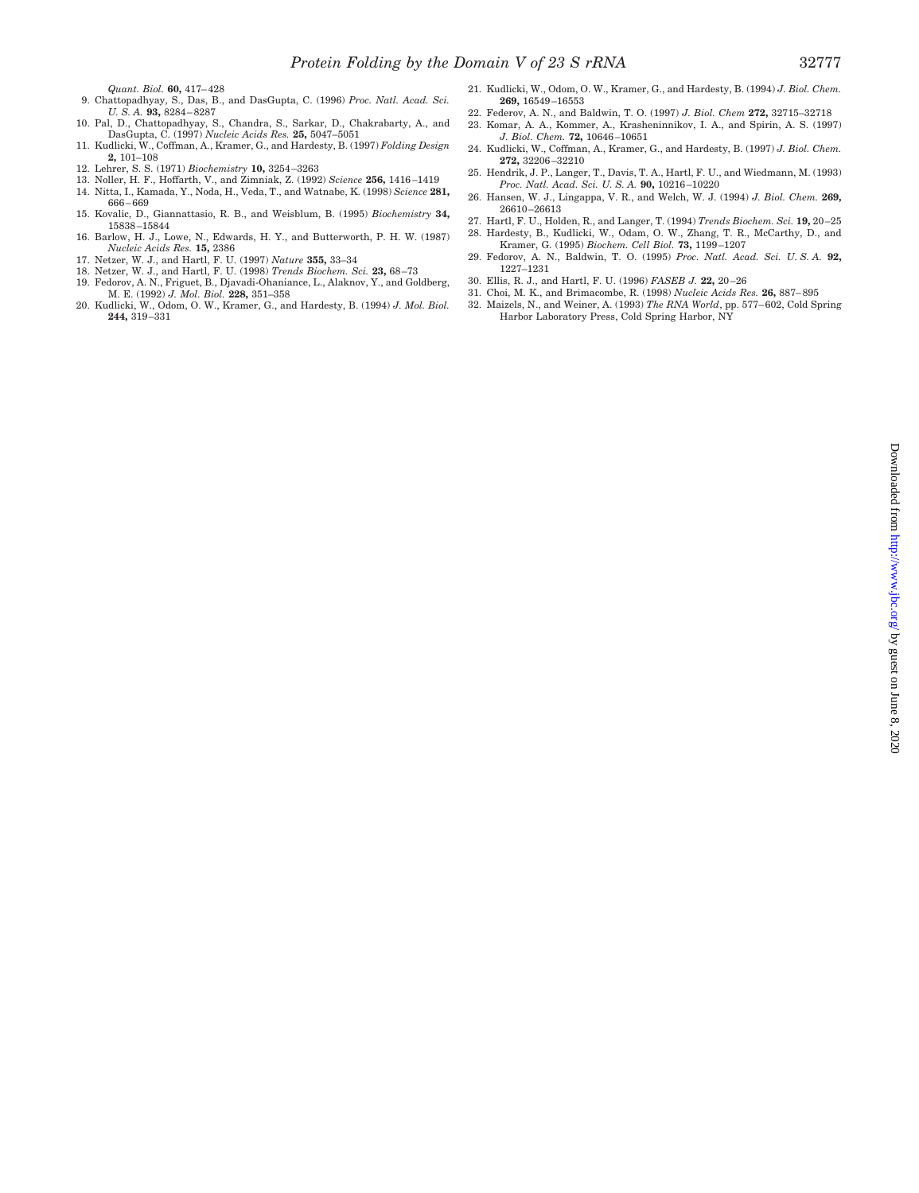*Quant. Biol.* **60,** 417–428

9. Chattopadhyay, S., Das, B., and DasGupta, C. (1996) *Proc. Natl. Acad. Sci. U. S. A.* **93,** 8284–8287
10. Pal, D., Chattopadhyay, S., Chandra, S., Sarkar, D., Chakrabarty, A., and DasGupta, C. (1997) *Nucleic Acids Res.* **25,** 5047–5051
11. Kudlicki, W., Coffman, A., Kramer, G., and Hardesty, B. (1997) *Folding Design* **2,** 101–108
12. Lehrer, S. S. (1971) *Biochemistry* **10,** 3254–3263
13. Noller, H. F., Hoffarth, V., and Zimniak, Z. (1992) *Science* **256,** 1416–1419
14. Nitta, I., Kamada, Y., Noda, H., Veda, T., and Watnabe, K. (1998) *Science* **281,** 666–669
15. Kovalic, D., Giannattasio, R. B., and Weisblum, B. (1995) *Biochemistry* **34,** 15838–15844
16. Barlow, H. J., Lowe, N., Edwards, H. Y., and Butterworth, P. H. W. (1987) *Nucleic Acids Res.* **15,** 2386
17. Netzer, W. J., and Hartl, F. U. (1997) *Nature* **355,** 33–34
18. Netzer, W. J., and Hartl, F. U. (1998) *Trends Biochem. Sci.* **23,** 68–73
19. Fedorov, A. N., Friguet, B., Djavadi-Ohaniance, L., Alaknov, Y., and Goldberg, M. E. (1992) *J. Mol. Biol.* **228,** 351–358
20. Kudlicki, W., Odom, O. W., Kramer, G., and Hardesty, B. (1994) *J. Mol. Biol.* **244,** 319–331
21. Kudlicki, W., Odom, O. W., Kramer, G., and Hardesty, B. (1994) *J. Biol. Chem.* **269,** 16549–16553
22. Federov, A. N., and Baldwin, T. O. (1997) *J. Biol. Chem* **272,** 32715–32718
23. Komar, A. A., Kommer, A., Krasheninnikov, I. A., and Spirin, A. S. (1997) *J. Biol. Chem.* **72,** 10646–10651
24. Kudlicki, W., Coffman, A., Kramer, G., and Hardesty, B. (1997) *J. Biol. Chem.* **272,** 32206–32210
25. Hendrik, J. P., Langer, T., Davis, T. A., Hartl, F. U., and Wiedmann, M. (1993) *Proc. Natl. Acad. Sci. U. S. A.* **90,** 10216–10220
26. Hansen, W. J., Lingappa, V. R., and Welch, W. J. (1994) *J. Biol. Chem.* **269,** 26610–26613
27. Hartl, F. U., Holden, R., and Langer, T. (1994) *Trends Biochem. Sci.* **19,** 20–25
28. Hardesty, B., Kudlicki, W., Odam, O. W., Zhang, T. R., McCarthy, D., and Kramer, G. (1995) *Biochem. Cell Biol.* **73,** 1199–1207
29. Fedorov, A. N., Baldwin, T. O. (1995) *Proc. Natl. Acad. Sci. U. S. A.* **92,** 1227–1231
30. Ellis, R. J., and Hartl, F. U. (1996) *FASEB J.* **22,** 20–26
31. Choi, M. K., and Brimacombe, R. (1998) *Nucleic Acids Res.* **26,** 887–895
32. Maizels, N., and Weiner, A. (1993) *The RNA World*, pp. 577–602, Cold Spring Harbor Laboratory Press, Cold Spring Harbor, NY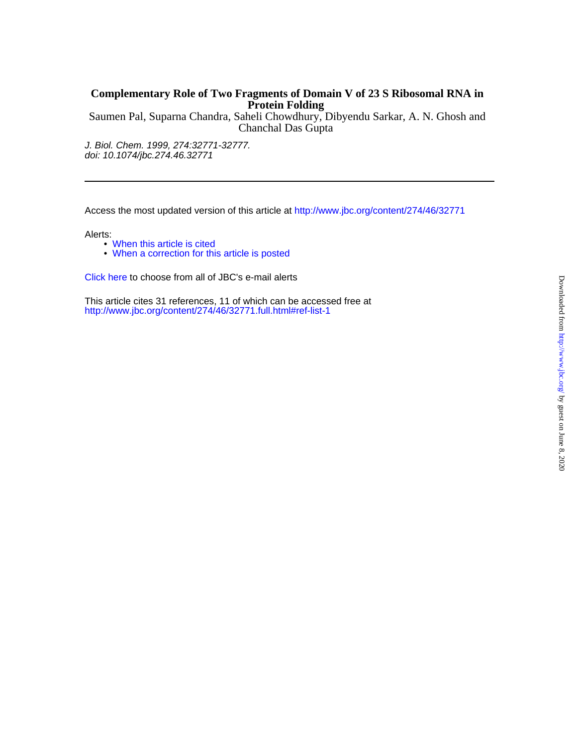# Complementary Role of Two Fragments of Domain V of 23 S Ribosomal RNA in Protein Folding

Saumen Pal, Suparna Chandra, Saheli Chowdhury, Dibyendu Sarkar, A. N. Ghosh and Chanchal Das Gupta

*J. Biol. Chem. 1999, 274:32771-32777.*
*doi: 10.1074/jbc.274.46.32771*

---

Access the most updated version of this article at http://www.jbc.org/content/274/46/32771

Alerts:

- When this article is cited
- When a correction for this article is posted

Click here to choose from all of JBC's e-mail alerts

This article cites 31 references, 11 of which can be accessed free at
http://www.jbc.org/content/274/46/32771.full.html#ref-list-1

Downloaded from http://www.jbc.org/ by guest on June 8, 2020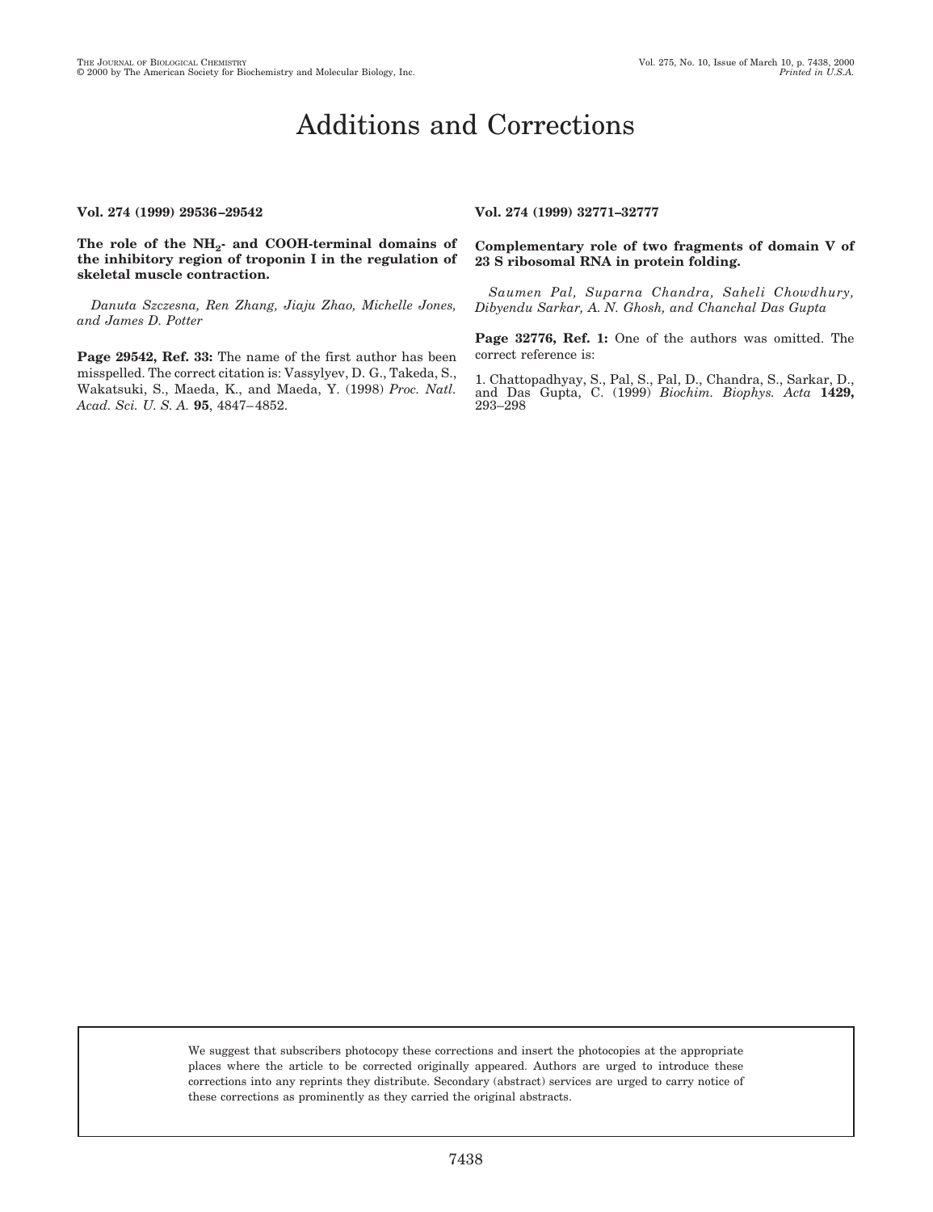# Additions and Corrections

**Vol. 274 (1999) 29536–29542**

**The role of the $NH_2$- and COOH-terminal domains of the inhibitory region of troponin I in the regulation of skeletal muscle contraction.**

*Danuta Szczesna, Ren Zhang, Jiaju Zhao, Michelle Jones, and James D. Potter*

**Page 29542, Ref. 33:** The name of the first author has been misspelled. The correct citation is: Vassylyev, D. G., Takeda, S., Wakatsuki, S., Maeda, K., and Maeda, Y. (1998) *Proc. Natl. Acad. Sci. U. S. A.* **95**, 4847–4852.

**Vol. 274 (1999) 32771–32777**

**Complementary role of two fragments of domain V of 23 S ribosomal RNA in protein folding.**

*Saumen Pal, Suparna Chandra, Saheli Chowdhury, Dibyendu Sarkar, A. N. Ghosh, and Chanchal Das Gupta*

**Page 32776, Ref. 1:** One of the authors was omitted. The correct reference is:

1. Chattopadhyay, S., Pal, S., Pal, D., Chandra, S., Sarkar, D., and Das Gupta, C. (1999) *Biochim. Biophys. Acta* **1429,** 293–298

We suggest that subscribers photocopy these corrections and insert the photocopies at the appropriate places where the article to be corrected originally appeared. Authors are urged to introduce these corrections into any reprints they distribute. Secondary (abstract) services are urged to carry notice of these corrections as prominently as they carried the original abstracts.